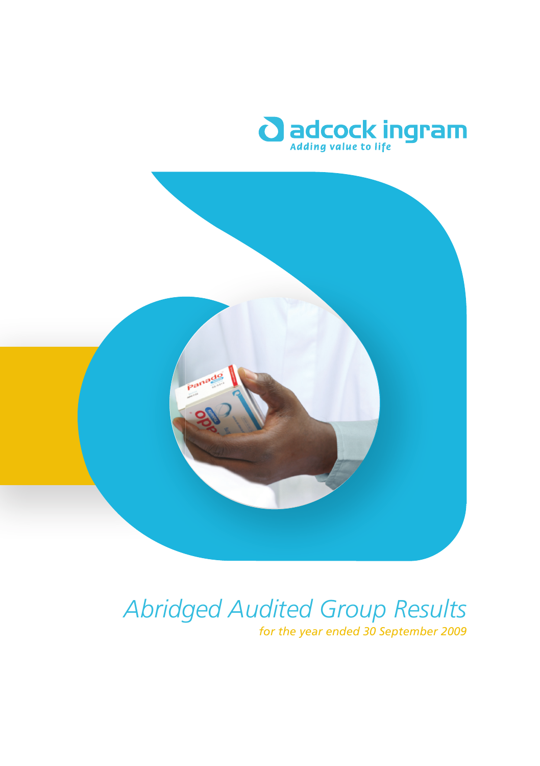adcock ingram

*Adding value to life*

# *Abridged Audited Group Results*

*for the year ended 30 September 2009*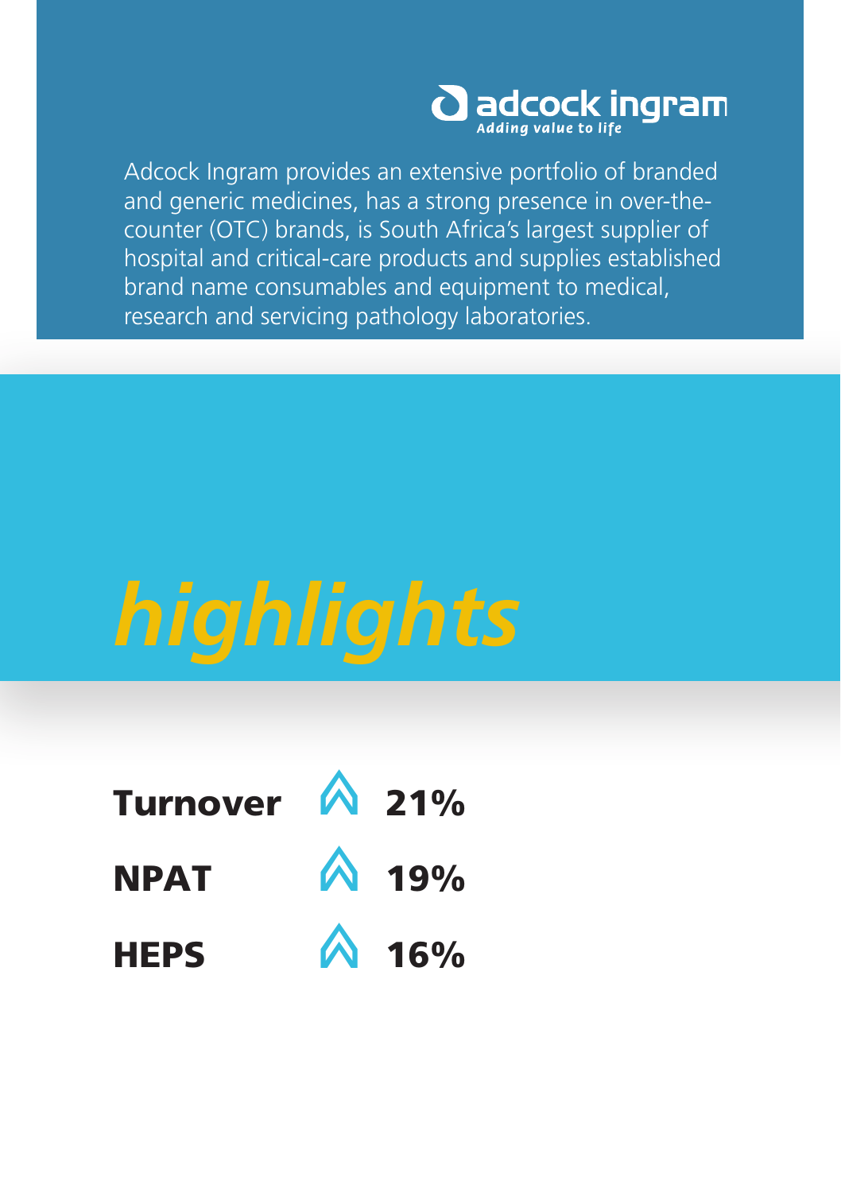adcock ingram
*Adding value to life*

Adcock Ingram provides an extensive portfolio of branded and generic medicines, has a strong presence in over-the-counter (OTC) brands, is South Africa's largest supplier of hospital and critical-care products and supplies established brand name consumables and equipment to medical, research and servicing pathology laboratories.

# *highlights*

**Turnover** ↑ **21%**

**NPAT** ↑ **19%**

**HEPS** ↑ **16%**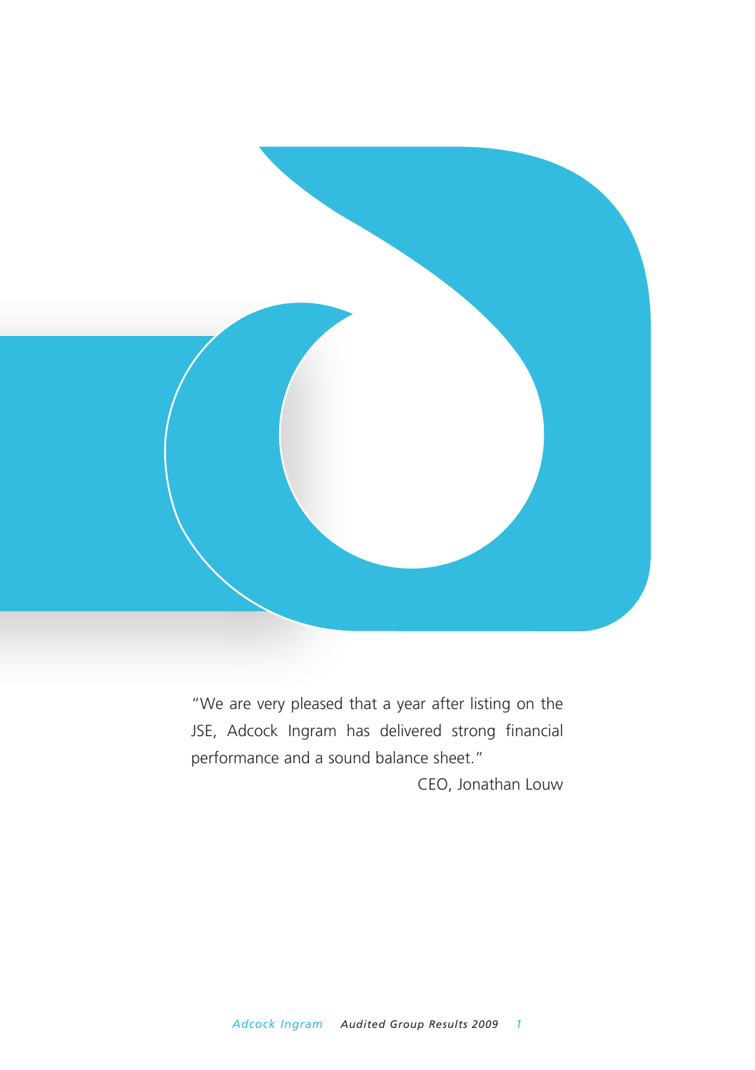"We are very pleased that a year after listing on the JSE, Adcock Ingram has delivered strong financial performance and a sound balance sheet."

CEO, Jonathan Louw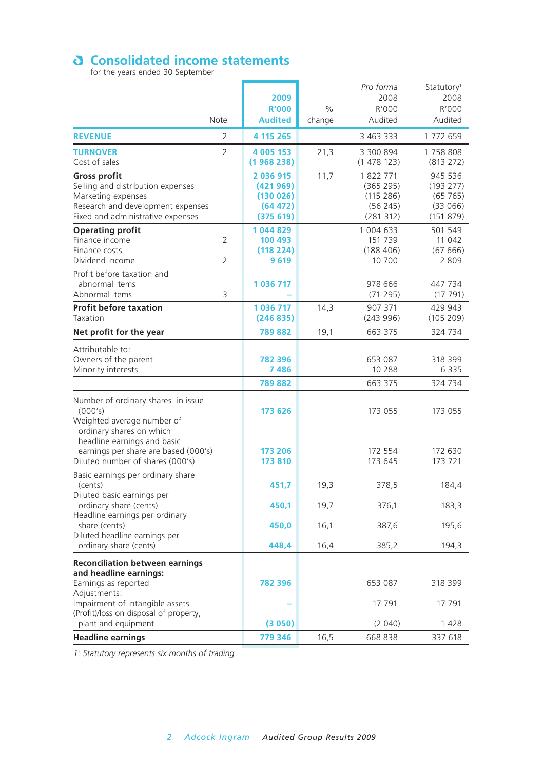## Consolidated income statements

for the years ended 30 September

| | Note | 2009 R'000 Audited | % change | *Pro forma* 2008 R'000 Audited | Statutory[1] 2008 R'000 Audited |
|---|---|---|---|---|---|
| **REVENUE** | 2 | **4 115 265** | | 3 463 333 | 1 772 659 |
| **TURNOVER** | 2 | **4 005 153** | 21,3 | 3 300 894 | 1 758 808 |
| Cost of sales | | **(1 968 238)** | | (1 478 123) | (813 272) |
| **Gross profit** | | **2 036 915** | 11,7 | 1 822 771 | 945 536 |
| Selling and distribution expenses | | **(421 969)** | | (365 295) | (193 277) |
| Marketing expenses | | **(130 026)** | | (115 286) | (65 765) |
| Research and development expenses | | **(64 472)** | | (56 245) | (33 066) |
| Fixed and administrative expenses | | **(375 619)** | | (281 312) | (151 879) |
| **Operating profit** | | **1 044 829** | | 1 004 633 | 501 549 |
| Finance income | 2 | **100 493** | | 151 739 | 11 042 |
| Finance costs | | **(118 224)** | | (188 406) | (67 666) |
| Dividend income | 2 | **9 619** | | 10 700 | 2 809 |
| Profit before taxation and abnormal items | | **1 036 717** | | 978 666 | 447 734 |
| Abnormal items | 3 | **–** | | (71 295) | (17 791) |
| **Profit before taxation** | | **1 036 717** | 14,3 | 907 371 | 429 943 |
| Taxation | | **(246 835)** | | (243 996) | (105 209) |
| **Net profit for the year** | | **789 882** | 19,1 | 663 375 | 324 734 |
| Attributable to: | | | | | |
| Owners of the parent | | **782 396** | | 653 087 | 318 399 |
| Minority interests | | **7 486** | | 10 288 | 6 335 |
| | | **789 882** | | 663 375 | 324 734 |
| Number of ordinary shares in issue (000's) | | **173 626** | | 173 055 | 173 055 |
| Weighted average number of ordinary shares on which headline earnings and basic earnings per share are based (000's) | | **173 206** | | 172 554 | 172 630 |
| Diluted number of shares (000's) | | **173 810** | | 173 645 | 173 721 |
| Basic earnings per ordinary share (cents) | | **451,7** | 19,3 | 378,5 | 184,4 |
| Diluted basic earnings per ordinary share (cents) | | **450,1** | 19,7 | 376,1 | 183,3 |
| Headline earnings per ordinary share (cents) | | **450,0** | 16,1 | 387,6 | 195,6 |
| Diluted headline earnings per ordinary share (cents) | | **448,4** | 16,4 | 385,2 | 194,3 |
| **Reconciliation between earnings and headline earnings:** | | | | | |
| Earnings as reported | | **782 396** | | 653 087 | 318 399 |
| Adjustments: | | | | | |
| Impairment of intangible assets | | **–** | | 17 791 | 17 791 |
| (Profit)/loss on disposal of property, plant and equipment | | **(3 050)** | | (2 040) | 1 428 |
| **Headline earnings** | | **779 346** | 16,5 | 668 838 | 337 618 |

*1: Statutory represents six months of trading*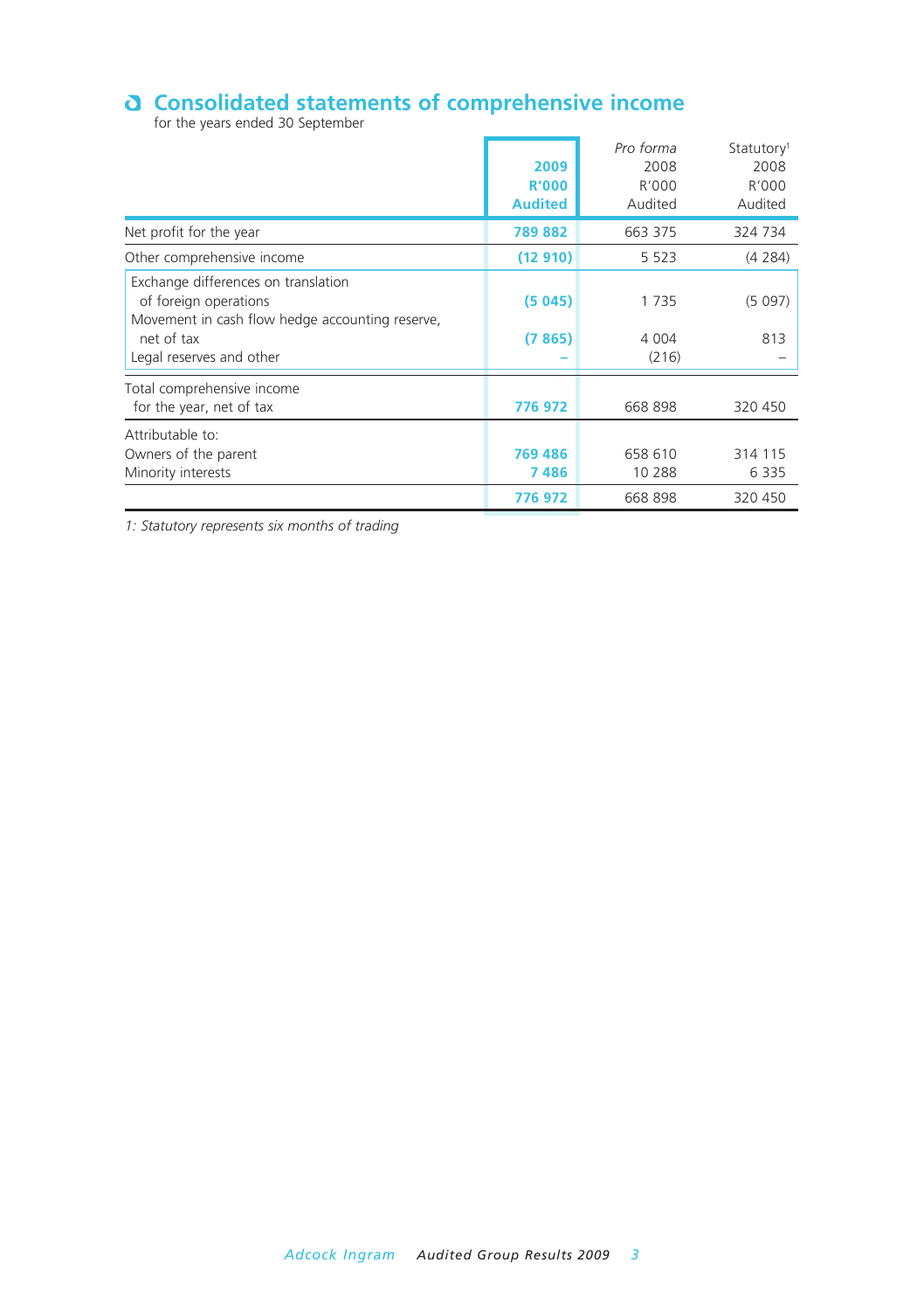## Consolidated statements of comprehensive income

for the years ended 30 September

| | **2009 R'000 Audited** | *Pro forma* 2008 R'000 Audited | Statutory[1] 2008 R'000 Audited |
|---|---|---|---|
| Net profit for the year | **789 882** | 663 375 | 324 734 |
| Other comprehensive income | **(12 910)** | 5 523 | (4 284) |
| Exchange differences on translation of foreign operations | **(5 045)** | 1 735 | (5 097) |
| Movement in cash flow hedge accounting reserve, net of tax | **(7 865)** | 4 004 | 813 |
| Legal reserves and other | **–** | (216) | – |
| Total comprehensive income for the year, net of tax | **776 972** | 668 898 | 320 450 |
| Attributable to: | | | |
| Owners of the parent | **769 486** | 658 610 | 314 115 |
| Minority interests | **7 486** | 10 288 | 6 335 |
| | **776 972** | 668 898 | 320 450 |

*1: Statutory represents six months of trading*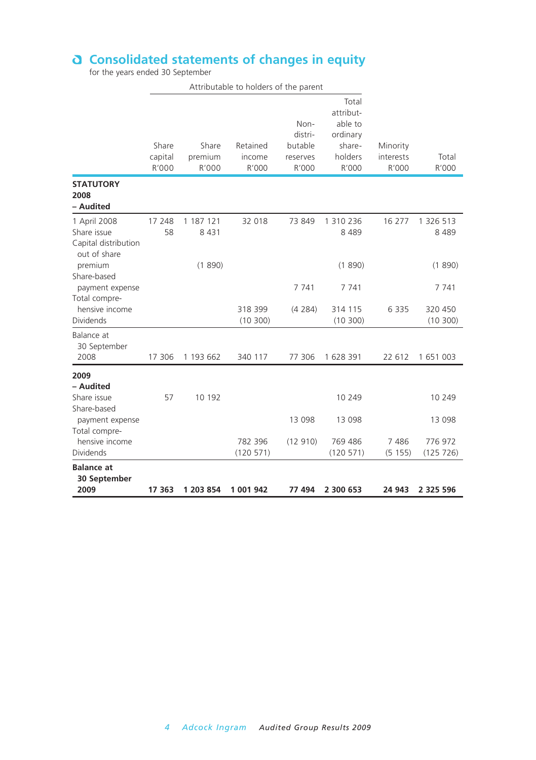## Consolidated statements of changes in equity

for the years ended 30 September

| | Attributable to holders of the parent | | | | | | |
|---|---|---|---|---|---|---|---|
| | Share capital R'000 | Share premium R'000 | Retained income R'000 | Non-distri-butable reserves R'000 | Total attribut-able to ordinary share-holders R'000 | Minority interests R'000 | Total R'000 |
| **STATUTORY 2008 – Audited** | | | | | | | |
| 1 April 2008 | 17 248 | 1 187 121 | 32 018 | 73 849 | 1 310 236 | 16 277 | 1 326 513 |
| Share issue | 58 | 8 431 | | | 8 489 | | 8 489 |
| Capital distribution out of share premium | | (1 890) | | | (1 890) | | (1 890) |
| Share-based payment expense | | | | 7 741 | 7 741 | | 7 741 |
| Total compre-hensive income | | | 318 399 | (4 284) | 314 115 | 6 335 | 320 450 |
| Dividends | | | (10 300) | | (10 300) | | (10 300) |
| Balance at 30 September 2008 | 17 306 | 1 193 662 | 340 117 | 77 306 | 1 628 391 | 22 612 | 1 651 003 |
| **2009 – Audited** | | | | | | | |
| Share issue | 57 | 10 192 | | | 10 249 | | 10 249 |
| Share-based payment expense | | | | 13 098 | 13 098 | | 13 098 |
| Total compre-hensive income | | | 782 396 | (12 910) | 769 486 | 7 486 | 776 972 |
| Dividends | | | (120 571) | | (120 571) | (5 155) | (125 726) |
| **Balance at 30 September 2009** | **17 363** | **1 203 854** | **1 001 942** | **77 494** | **2 300 653** | **24 943** | **2 325 596** |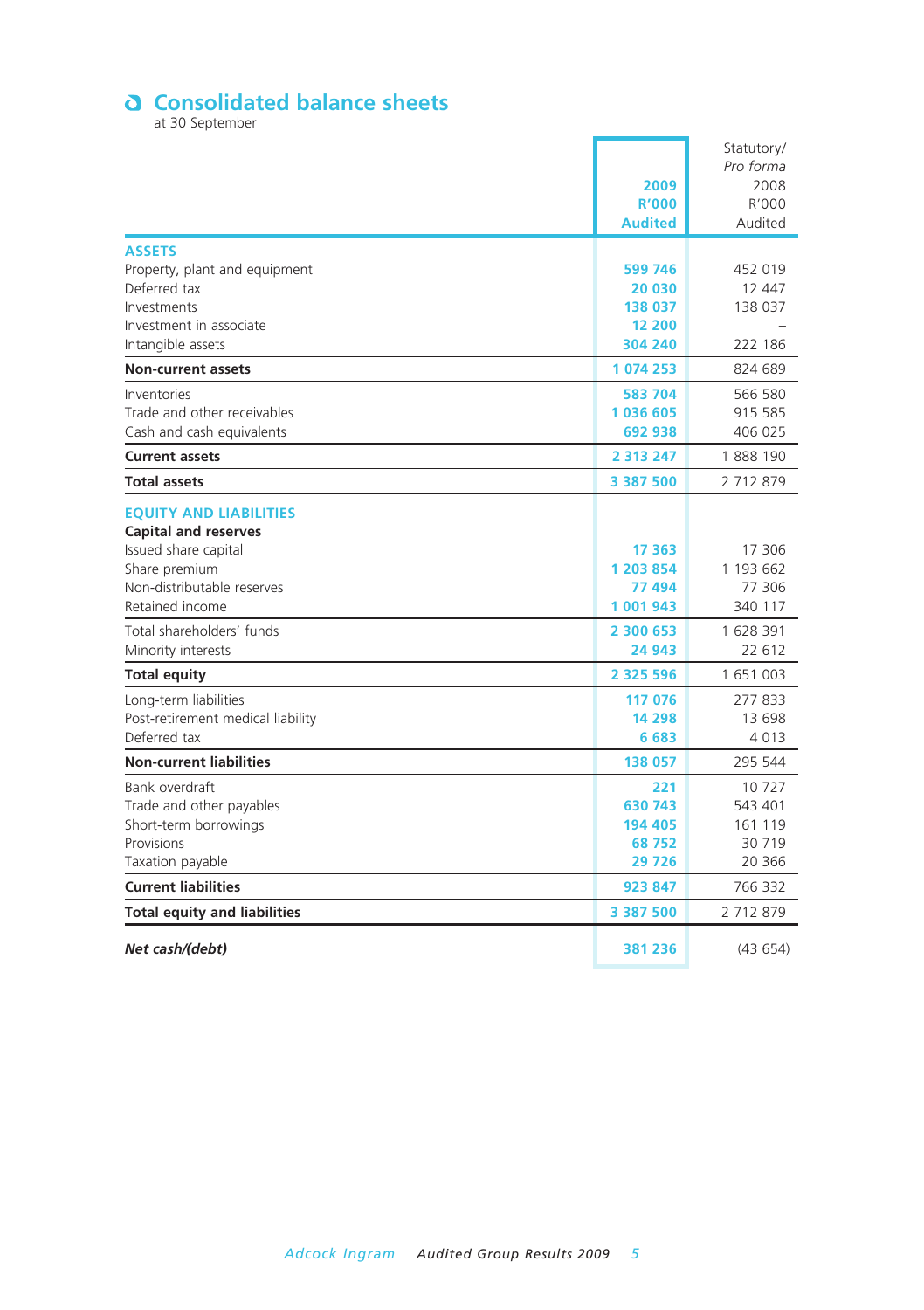## Consolidated balance sheets

at 30 September

| | 2009 R'000 Audited | Statutory/ *Pro forma* 2008 R'000 Audited |
|---|---|---|
| **ASSETS** | | |
| Property, plant and equipment | 599 746 | 452 019 |
| Deferred tax | 20 030 | 12 447 |
| Investments | 138 037 | 138 037 |
| Investment in associate | 12 200 | – |
| Intangible assets | 304 240 | 222 186 |
| **Non-current assets** | **1 074 253** | **824 689** |
| Inventories | 583 704 | 566 580 |
| Trade and other receivables | 1 036 605 | 915 585 |
| Cash and cash equivalents | 692 938 | 406 025 |
| **Current assets** | **2 313 247** | **1 888 190** |
| **Total assets** | **3 387 500** | **2 712 879** |
| **EQUITY AND LIABILITIES** | | |
| **Capital and reserves** | | |
| Issued share capital | 17 363 | 17 306 |
| Share premium | 1 203 854 | 1 193 662 |
| Non-distributable reserves | 77 494 | 77 306 |
| Retained income | 1 001 943 | 340 117 |
| Total shareholders' funds | 2 300 653 | 1 628 391 |
| Minority interests | 24 943 | 22 612 |
| **Total equity** | **2 325 596** | **1 651 003** |
| Long-term liabilities | 117 076 | 277 833 |
| Post-retirement medical liability | 14 298 | 13 698 |
| Deferred tax | 6 683 | 4 013 |
| **Non-current liabilities** | **138 057** | **295 544** |
| Bank overdraft | 221 | 10 727 |
| Trade and other payables | 630 743 | 543 401 |
| Short-term borrowings | 194 405 | 161 119 |
| Provisions | 68 752 | 30 719 |
| Taxation payable | 29 726 | 20 366 |
| **Current liabilities** | **923 847** | **766 332** |
| **Total equity and liabilities** | **3 387 500** | **2 712 879** |
| ***Net cash/(debt)*** | 381 236 | (43 654) |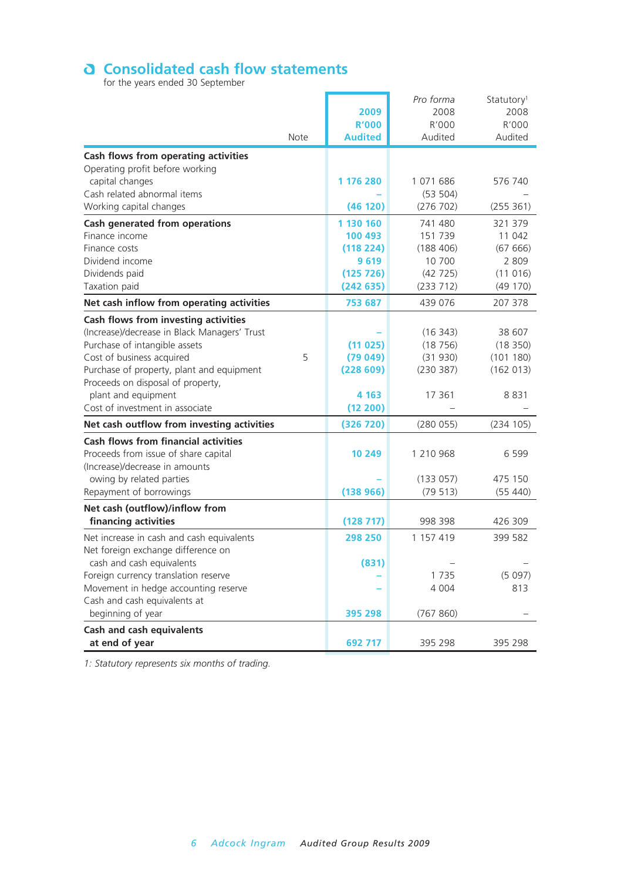## Consolidated cash flow statements

for the years ended 30 September

| | Note | 2009 R'000 Audited | *Pro forma* 2008 R'000 Audited | Statutory[1] 2008 R'000 Audited |
|---|---|---|---|---|
| **Cash flows from operating activities** | | | | |
| Operating profit before working capital changes | | **1 176 280** | 1 071 686 | 576 740 |
| Cash related abnormal items | | **–** | (53 504) | – |
| Working capital changes | | **(46 120)** | (276 702) | (255 361) |
| **Cash generated from operations** | | **1 130 160** | 741 480 | 321 379 |
| Finance income | | **100 493** | 151 739 | 11 042 |
| Finance costs | | **(118 224)** | (188 406) | (67 666) |
| Dividend income | | **9 619** | 10 700 | 2 809 |
| Dividends paid | | **(125 726)** | (42 725) | (11 016) |
| Taxation paid | | **(242 635)** | (233 712) | (49 170) |
| **Net cash inflow from operating activities** | | **753 687** | 439 076 | 207 378 |
| **Cash flows from investing activities** | | | | |
| (Increase)/decrease in Black Managers' Trust | | **–** | (16 343) | 38 607 |
| Purchase of intangible assets | | **(11 025)** | (18 756) | (18 350) |
| Cost of business acquired | 5 | **(79 049)** | (31 930) | (101 180) |
| Purchase of property, plant and equipment | | **(228 609)** | (230 387) | (162 013) |
| Proceeds on disposal of property, plant and equipment | | **4 163** | 17 361 | 8 831 |
| Cost of investment in associate | | **(12 200)** | – | – |
| **Net cash outflow from investing activities** | | **(326 720)** | (280 055) | (234 105) |
| **Cash flows from financial activities** | | | | |
| Proceeds from issue of share capital | | **10 249** | 1 210 968 | 6 599 |
| (Increase)/decrease in amounts owing by related parties | | **–** | (133 057) | 475 150 |
| Repayment of borrowings | | **(138 966)** | (79 513) | (55 440) |
| **Net cash (outflow)/inflow from financing activities** | | **(128 717)** | 998 398 | 426 309 |
| Net increase in cash and cash equivalents | | **298 250** | 1 157 419 | 399 582 |
| Net foreign exchange difference on cash and cash equivalents | | **(831)** | – | – |
| Foreign currency translation reserve | | **–** | 1 735 | (5 097) |
| Movement in hedge accounting reserve | | **–** | 4 004 | 813 |
| Cash and cash equivalents at beginning of year | | **395 298** | (767 860) | – |
| **Cash and cash equivalents at end of year** | | **692 717** | 395 298 | 395 298 |

*1: Statutory represents six months of trading.*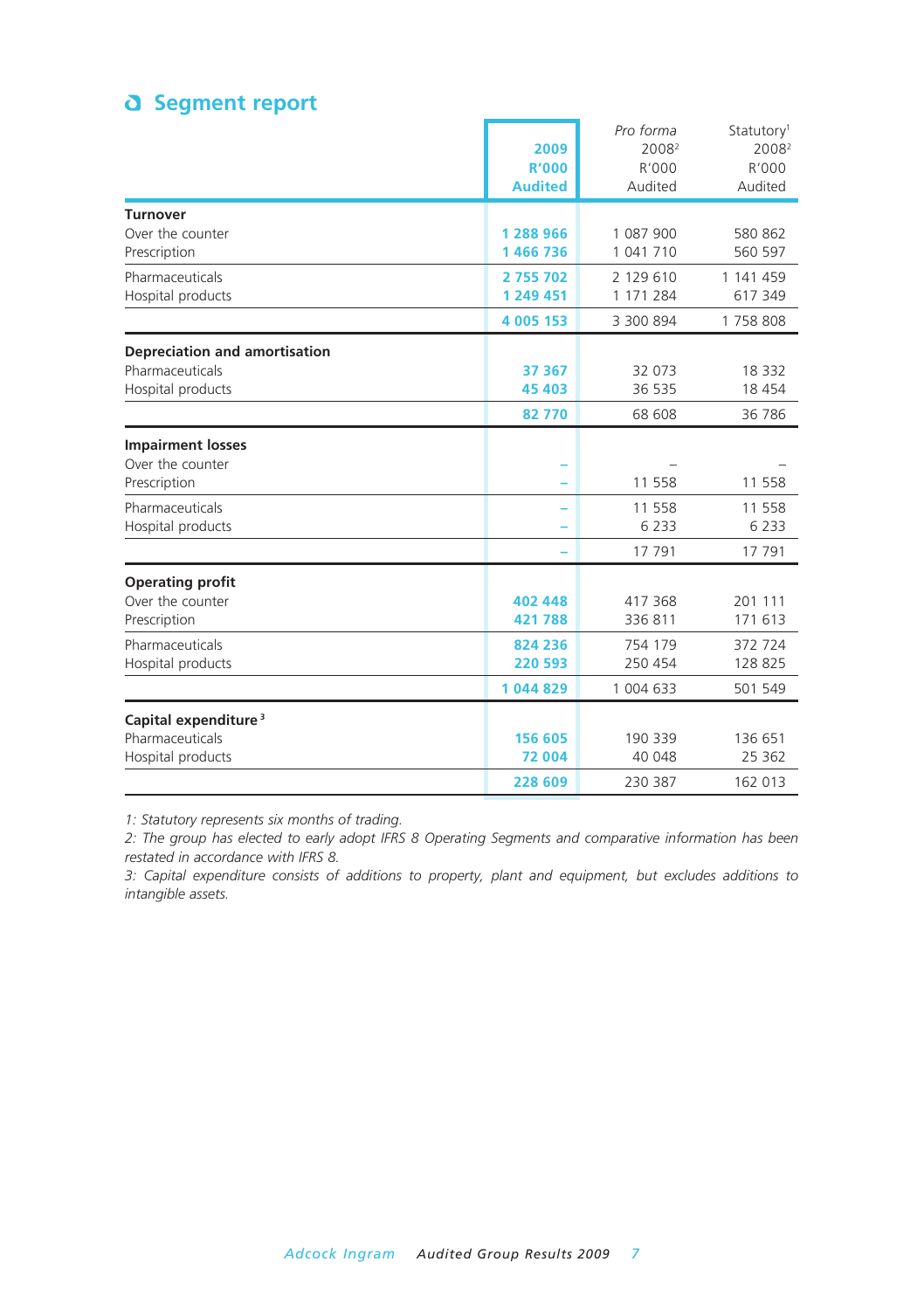## Segment report

| | 2009 R'000 Audited | *Pro forma* 2008[2] R'000 Audited | Statutory[1] 2008[2] R'000 Audited |
|---|---|---|---|
| **Turnover** | | | |
| Over the counter | **1 288 966** | 1 087 900 | 580 862 |
| Prescription | **1 466 736** | 1 041 710 | 560 597 |
| Pharmaceuticals | **2 755 702** | 2 129 610 | 1 141 459 |
| Hospital products | **1 249 451** | 1 171 284 | 617 349 |
| | **4 005 153** | 3 300 894 | 1 758 808 |
| **Depreciation and amortisation** | | | |
| Pharmaceuticals | **37 367** | 32 073 | 18 332 |
| Hospital products | **45 403** | 36 535 | 18 454 |
| | **82 770** | 68 608 | 36 786 |
| **Impairment losses** | | | |
| Over the counter | – | – | – |
| Prescription | – | 11 558 | 11 558 |
| Pharmaceuticals | – | 11 558 | 11 558 |
| Hospital products | – | 6 233 | 6 233 |
| | – | 17 791 | 17 791 |
| **Operating profit** | | | |
| Over the counter | **402 448** | 417 368 | 201 111 |
| Prescription | **421 788** | 336 811 | 171 613 |
| Pharmaceuticals | **824 236** | 754 179 | 372 724 |
| Hospital products | **220 593** | 250 454 | 128 825 |
| | **1 044 829** | 1 004 633 | 501 549 |
| **Capital expenditure**[3] | | | |
| Pharmaceuticals | **156 605** | 190 339 | 136 651 |
| Hospital products | **72 004** | 40 048 | 25 362 |
| | **228 609** | 230 387 | 162 013 |

*1: Statutory represents six months of trading.*

*2: The group has elected to early adopt IFRS 8 Operating Segments and comparative information has been restated in accordance with IFRS 8.*

*3: Capital expenditure consists of additions to property, plant and equipment, but excludes additions to intangible assets.*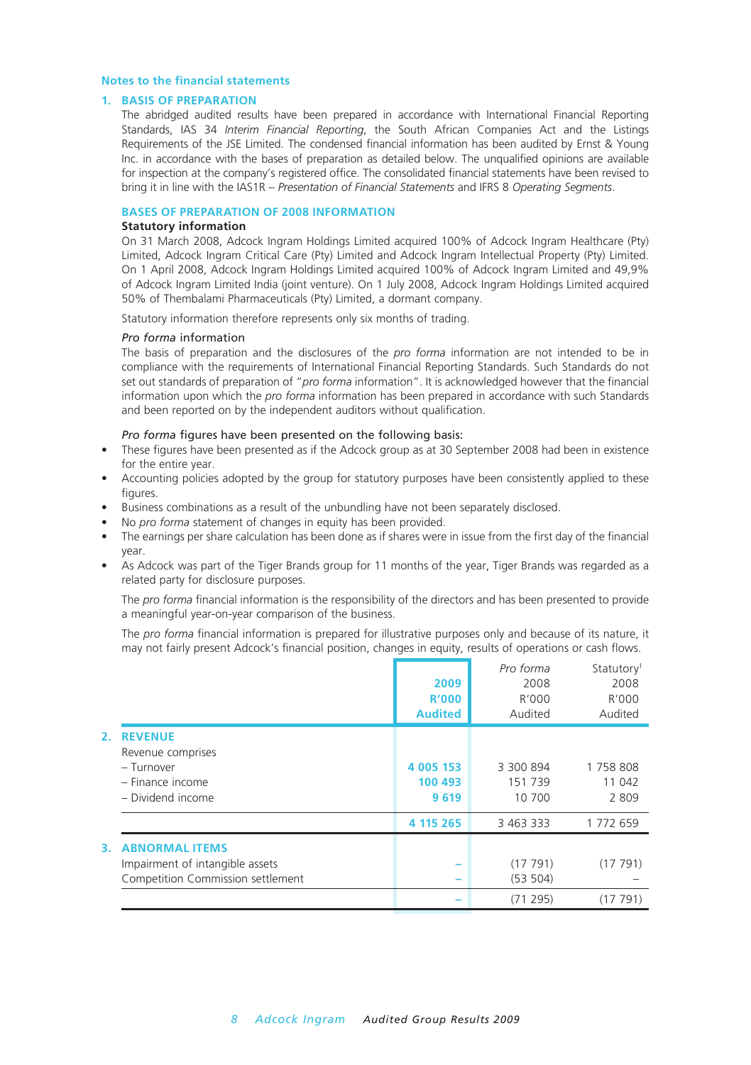## Notes to the financial statements

### 1. BASIS OF PREPARATION

The abridged audited results have been prepared in accordance with International Financial Reporting Standards, IAS 34 *Interim Financial Reporting*, the South African Companies Act and the Listings Requirements of the JSE Limited. The condensed financial information has been audited by Ernst & Young Inc. in accordance with the bases of preparation as detailed below. The unqualified opinions are available for inspection at the company's registered office. The consolidated financial statements have been revised to bring it in line with the IAS1R – *Presentation of Financial Statements* and IFRS 8 *Operating Segments*.

#### BASES OF PREPARATION OF 2008 INFORMATION

**Statutory information**

On 31 March 2008, Adcock Ingram Holdings Limited acquired 100% of Adcock Ingram Healthcare (Pty) Limited, Adcock Ingram Critical Care (Pty) Limited and Adcock Ingram Intellectual Property (Pty) Limited. On 1 April 2008, Adcock Ingram Holdings Limited acquired 100% of Adcock Ingram Limited and 49,9% of Adcock Ingram Limited India (joint venture). On 1 July 2008, Adcock Ingram Holdings Limited acquired 50% of Thembalami Pharmaceuticals (Pty) Limited, a dormant company.

Statutory information therefore represents only six months of trading.

*Pro forma* information

The basis of preparation and the disclosures of the *pro forma* information are not intended to be in compliance with the requirements of International Financial Reporting Standards. Such Standards do not set out standards of preparation of "*pro forma* information". It is acknowledged however that the financial information upon which the *pro forma* information has been prepared in accordance with such Standards and been reported on by the independent auditors without qualification.

*Pro forma* figures have been presented on the following basis:

- These figures have been presented as if the Adcock group as at 30 September 2008 had been in existence for the entire year.
- Accounting policies adopted by the group for statutory purposes have been consistently applied to these figures.
- Business combinations as a result of the unbundling have not been separately disclosed.
- No *pro forma* statement of changes in equity has been provided.
- The earnings per share calculation has been done as if shares were in issue from the first day of the financial year.
- As Adcock was part of the Tiger Brands group for 11 months of the year, Tiger Brands was regarded as a related party for disclosure purposes.

The *pro forma* financial information is the responsibility of the directors and has been presented to provide a meaningful year-on-year comparison of the business.

The *pro forma* financial information is prepared for illustrative purposes only and because of its nature, it may not fairly present Adcock's financial position, changes in equity, results of operations or cash flows.

| | 2009 R'000 Audited | *Pro forma* 2008 R'000 Audited | Statutory[1] 2008 R'000 Audited |
|---|---|---|---|
| **2. REVENUE** | | | |
| Revenue comprises | | | |
| – Turnover | **4 005 153** | 3 300 894 | 1 758 808 |
| – Finance income | **100 493** | 151 739 | 11 042 |
| – Dividend income | **9 619** | 10 700 | 2 809 |
| | **4 115 265** | 3 463 333 | 1 772 659 |
| **3. ABNORMAL ITEMS** | | | |
| Impairment of intangible assets | – | (17 791) | (17 791) |
| Competition Commission settlement | – | (53 504) | – |
| | – | (71 295) | (17 791) |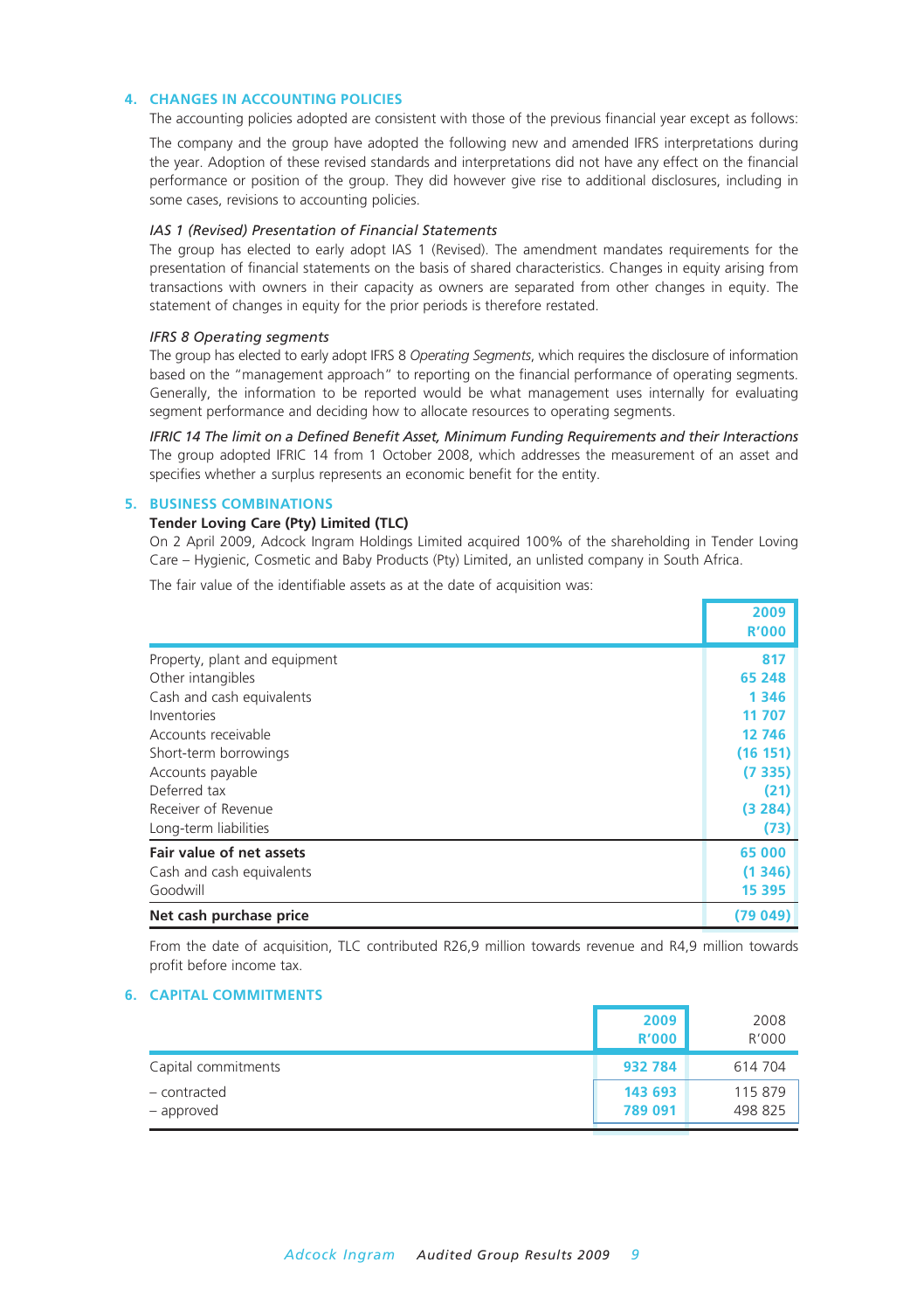## 4. CHANGES IN ACCOUNTING POLICIES

The accounting policies adopted are consistent with those of the previous financial year except as follows:

The company and the group have adopted the following new and amended IFRS interpretations during the year. Adoption of these revised standards and interpretations did not have any effect on the financial performance or position of the group. They did however give rise to additional disclosures, including in some cases, revisions to accounting policies.

*IAS 1 (Revised) Presentation of Financial Statements*

The group has elected to early adopt IAS 1 (Revised). The amendment mandates requirements for the presentation of financial statements on the basis of shared characteristics. Changes in equity arising from transactions with owners in their capacity as owners are separated from other changes in equity. The statement of changes in equity for the prior periods is therefore restated.

*IFRS 8 Operating segments*

The group has elected to early adopt IFRS 8 *Operating Segments*, which requires the disclosure of information based on the "management approach" to reporting on the financial performance of operating segments. Generally, the information to be reported would be what management uses internally for evaluating segment performance and deciding how to allocate resources to operating segments.

*IFRIC 14 The limit on a Defined Benefit Asset, Minimum Funding Requirements and their Interactions*

The group adopted IFRIC 14 from 1 October 2008, which addresses the measurement of an asset and specifies whether a surplus represents an economic benefit for the entity.

## 5. BUSINESS COMBINATIONS

**Tender Loving Care (Pty) Limited (TLC)**

On 2 April 2009, Adcock Ingram Holdings Limited acquired 100% of the shareholding in Tender Loving Care – Hygienic, Cosmetic and Baby Products (Pty) Limited, an unlisted company in South Africa.

The fair value of the identifiable assets as at the date of acquisition was:

| | 2009 R'000 |
|---|---|
| Property, plant and equipment | 817 |
| Other intangibles | 65 248 |
| Cash and cash equivalents | 1 346 |
| Inventories | 11 707 |
| Accounts receivable | 12 746 |
| Short-term borrowings | (16 151) |
| Accounts payable | (7 335) |
| Deferred tax | (21) |
| Receiver of Revenue | (3 284) |
| Long-term liabilities | (73) |
| **Fair value of net assets** | **65 000** |
| Cash and cash equivalents | (1 346) |
| Goodwill | 15 395 |
| **Net cash purchase price** | **(79 049)** |

From the date of acquisition, TLC contributed R26,9 million towards revenue and R4,9 million towards profit before income tax.

## 6. CAPITAL COMMITMENTS

| | 2009 R'000 | 2008 R'000 |
|---|---|---|
| Capital commitments | 932 784 | 614 704 |
| – contracted | 143 693 | 115 879 |
| – approved | 789 091 | 498 825 |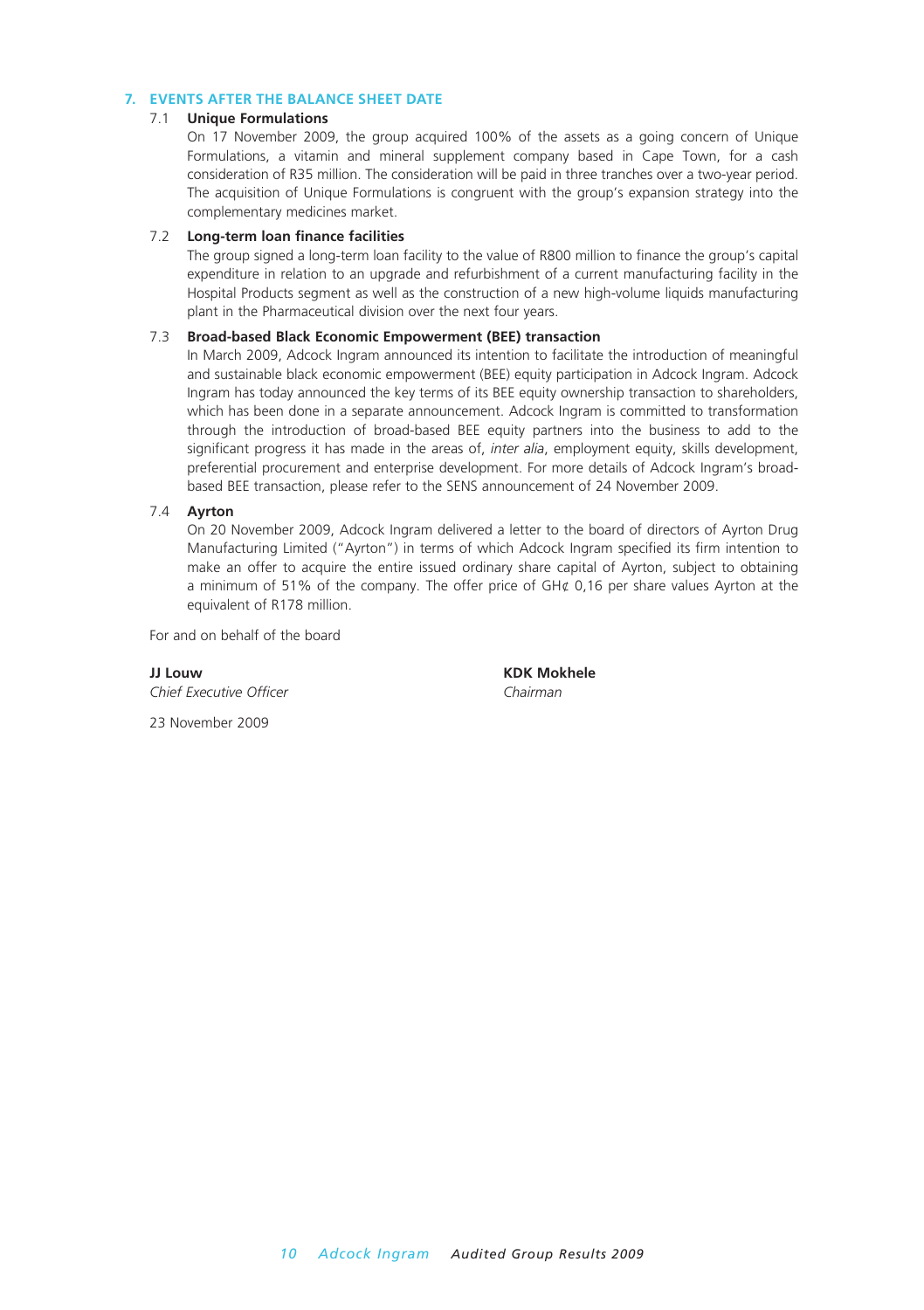## 7. EVENTS AFTER THE BALANCE SHEET DATE

### 7.1 Unique Formulations

On 17 November 2009, the group acquired 100% of the assets as a going concern of Unique Formulations, a vitamin and mineral supplement company based in Cape Town, for a cash consideration of R35 million. The consideration will be paid in three tranches over a two-year period. The acquisition of Unique Formulations is congruent with the group's expansion strategy into the complementary medicines market.

### 7.2 Long-term loan finance facilities

The group signed a long-term loan facility to the value of R800 million to finance the group's capital expenditure in relation to an upgrade and refurbishment of a current manufacturing facility in the Hospital Products segment as well as the construction of a new high-volume liquids manufacturing plant in the Pharmaceutical division over the next four years.

### 7.3 Broad-based Black Economic Empowerment (BEE) transaction

In March 2009, Adcock Ingram announced its intention to facilitate the introduction of meaningful and sustainable black economic empowerment (BEE) equity participation in Adcock Ingram. Adcock Ingram has today announced the key terms of its BEE equity ownership transaction to shareholders, which has been done in a separate announcement. Adcock Ingram is committed to transformation through the introduction of broad-based BEE equity partners into the business to add to the significant progress it has made in the areas of, *inter alia*, employment equity, skills development, preferential procurement and enterprise development. For more details of Adcock Ingram's broad-based BEE transaction, please refer to the SENS announcement of 24 November 2009.

### 7.4 Ayrton

On 20 November 2009, Adcock Ingram delivered a letter to the board of directors of Ayrton Drug Manufacturing Limited ("Ayrton") in terms of which Adcock Ingram specified its firm intention to make an offer to acquire the entire issued ordinary share capital of Ayrton, subject to obtaining a minimum of 51% of the company. The offer price of GH¢ 0,16 per share values Ayrton at the equivalent of R178 million.

For and on behalf of the board

**JJ Louw**
*Chief Executive Officer*

**KDK Mokhele**
*Chairman*

23 November 2009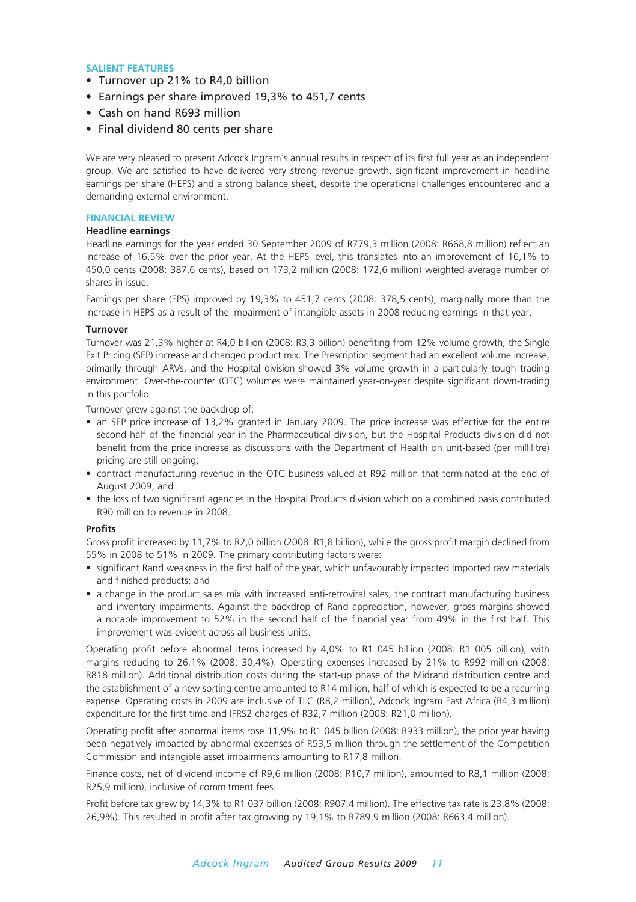## SALIENT FEATURES

- Turnover up 21% to R4,0 billion
- Earnings per share improved 19,3% to 451,7 cents
- Cash on hand R693 million
- Final dividend 80 cents per share

We are very pleased to present Adcock Ingram's annual results in respect of its first full year as an independent group. We are satisfied to have delivered very strong revenue growth, significant improvement in headline earnings per share (HEPS) and a strong balance sheet, despite the operational challenges encountered and a demanding external environment.

## FINANCIAL REVIEW

### Headline earnings

Headline earnings for the year ended 30 September 2009 of R779,3 million (2008: R668,8 million) reflect an increase of 16,5% over the prior year. At the HEPS level, this translates into an improvement of 16,1% to 450,0 cents (2008: 387,6 cents), based on 173,2 million (2008: 172,6 million) weighted average number of shares in issue.

Earnings per share (EPS) improved by 19,3% to 451,7 cents (2008: 378,5 cents), marginally more than the increase in HEPS as a result of the impairment of intangible assets in 2008 reducing earnings in that year.

### Turnover

Turnover was 21,3% higher at R4,0 billion (2008: R3,3 billion) benefiting from 12% volume growth, the Single Exit Pricing (SEP) increase and changed product mix. The Prescription segment had an excellent volume increase, primarily through ARVs, and the Hospital division showed 3% volume growth in a particularly tough trading environment. Over-the-counter (OTC) volumes were maintained year-on-year despite significant down-trading in this portfolio.

Turnover grew against the backdrop of:

- an SEP price increase of 13,2% granted in January 2009. The price increase was effective for the entire second half of the financial year in the Pharmaceutical division, but the Hospital Products division did not benefit from the price increase as discussions with the Department of Health on unit-based (per millilitre) pricing are still ongoing;
- contract manufacturing revenue in the OTC business valued at R92 million that terminated at the end of August 2009; and
- the loss of two significant agencies in the Hospital Products division which on a combined basis contributed R90 million to revenue in 2008.

### Profits

Gross profit increased by 11,7% to R2,0 billion (2008: R1,8 billion), while the gross profit margin declined from 55% in 2008 to 51% in 2009. The primary contributing factors were:

- significant Rand weakness in the first half of the year, which unfavourably impacted imported raw materials and finished products; and
- a change in the product sales mix with increased anti-retroviral sales, the contract manufacturing business and inventory impairments. Against the backdrop of Rand appreciation, however, gross margins showed a notable improvement to 52% in the second half of the financial year from 49% in the first half. This improvement was evident across all business units.

Operating profit before abnormal items increased by 4,0% to R1 045 billion (2008: R1 005 billion), with margins reducing to 26,1% (2008: 30,4%). Operating expenses increased by 21% to R992 million (2008: R818 million). Additional distribution costs during the start-up phase of the Midrand distribution centre and the establishment of a new sorting centre amounted to R14 million, half of which is expected to be a recurring expense. Operating costs in 2009 are inclusive of TLC (R8,2 million), Adcock Ingram East Africa (R4,3 million) expenditure for the first time and IFRS2 charges of R32,7 million (2008: R21,0 million).

Operating profit after abnormal items rose 11,9% to R1 045 billion (2008: R933 million), the prior year having been negatively impacted by abnormal expenses of R53,5 million through the settlement of the Competition Commission and intangible asset impairments amounting to R17,8 million.

Finance costs, net of dividend income of R9,6 million (2008: R10,7 million), amounted to R8,1 million (2008: R25,9 million), inclusive of commitment fees.

Profit before tax grew by 14,3% to R1 037 billion (2008: R907,4 million). The effective tax rate is 23,8% (2008: 26,9%). This resulted in profit after tax growing by 19,1% to R789,9 million (2008: R663,4 million).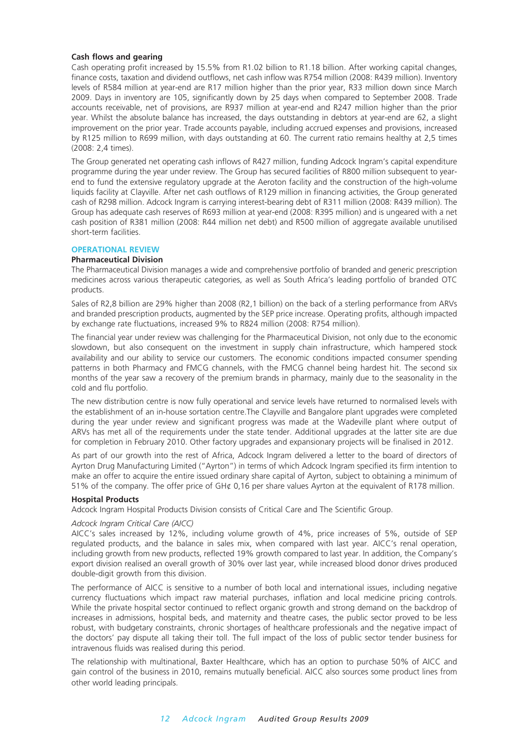### Cash flows and gearing

Cash operating profit increased by 15.5% from R1.02 billion to R1.18 billion. After working capital changes, finance costs, taxation and dividend outflows, net cash inflow was R754 million (2008: R439 million). Inventory levels of R584 million at year-end are R17 million higher than the prior year, R33 million down since March 2009. Days in inventory are 105, significantly down by 25 days when compared to September 2008. Trade accounts receivable, net of provisions, are R937 million at year-end and R247 million higher than the prior year. Whilst the absolute balance has increased, the days outstanding in debtors at year-end are 62, a slight improvement on the prior year. Trade accounts payable, including accrued expenses and provisions, increased by R125 million to R699 million, with days outstanding at 60. The current ratio remains healthy at 2,5 times (2008: 2,4 times).

The Group generated net operating cash inflows of R427 million, funding Adcock Ingram's capital expenditure programme during the year under review. The Group has secured facilities of R800 million subsequent to year-end to fund the extensive regulatory upgrade at the Aeroton facility and the construction of the high-volume liquids facility at Clayville. After net cash outflows of R129 million in financing activities, the Group generated cash of R298 million. Adcock Ingram is carrying interest-bearing debt of R311 million (2008: R439 million). The Group has adequate cash reserves of R693 million at year-end (2008: R395 million) and is ungeared with a net cash position of R381 million (2008: R44 million net debt) and R500 million of aggregate available unutilised short-term facilities.

## OPERATIONAL REVIEW

### Pharmaceutical Division

The Pharmaceutical Division manages a wide and comprehensive portfolio of branded and generic prescription medicines across various therapeutic categories, as well as South Africa's leading portfolio of branded OTC products.

Sales of R2,8 billion are 29% higher than 2008 (R2,1 billion) on the back of a sterling performance from ARVs and branded prescription products, augmented by the SEP price increase. Operating profits, although impacted by exchange rate fluctuations, increased 9% to R824 million (2008: R754 million).

The financial year under review was challenging for the Pharmaceutical Division, not only due to the economic slowdown, but also consequent on the investment in supply chain infrastructure, which hampered stock availability and our ability to service our customers. The economic conditions impacted consumer spending patterns in both Pharmacy and FMCG channels, with the FMCG channel being hardest hit. The second six months of the year saw a recovery of the premium brands in pharmacy, mainly due to the seasonality in the cold and flu portfolio.

The new distribution centre is now fully operational and service levels have returned to normalised levels with the establishment of an in-house sortation centre.The Clayville and Bangalore plant upgrades were completed during the year under review and significant progress was made at the Wadeville plant where output of ARVs has met all of the requirements under the state tender. Additional upgrades at the latter site are due for completion in February 2010. Other factory upgrades and expansionary projects will be finalised in 2012.

As part of our growth into the rest of Africa, Adcock Ingram delivered a letter to the board of directors of Ayrton Drug Manufacturing Limited ("Ayrton") in terms of which Adcock Ingram specified its firm intention to make an offer to acquire the entire issued ordinary share capital of Ayrton, subject to obtaining a minimum of 51% of the company. The offer price of GH¢ 0,16 per share values Ayrton at the equivalent of R178 million.

### Hospital Products

Adcock Ingram Hospital Products Division consists of Critical Care and The Scientific Group.

*Adcock Ingram Critical Care (AICC)*

AICC's sales increased by 12%, including volume growth of 4%, price increases of 5%, outside of SEP regulated products, and the balance in sales mix, when compared with last year. AICC's renal operation, including growth from new products, reflected 19% growth compared to last year. In addition, the Company's export division realised an overall growth of 30% over last year, while increased blood donor drives produced double-digit growth from this division.

The performance of AICC is sensitive to a number of both local and international issues, including negative currency fluctuations which impact raw material purchases, inflation and local medicine pricing controls. While the private hospital sector continued to reflect organic growth and strong demand on the backdrop of increases in admissions, hospital beds, and maternity and theatre cases, the public sector proved to be less robust, with budgetary constraints, chronic shortages of healthcare professionals and the negative impact of the doctors' pay dispute all taking their toll. The full impact of the loss of public sector tender business for intravenous fluids was realised during this period.

The relationship with multinational, Baxter Healthcare, which has an option to purchase 50% of AICC and gain control of the business in 2010, remains mutually beneficial. AICC also sources some product lines from other world leading principals.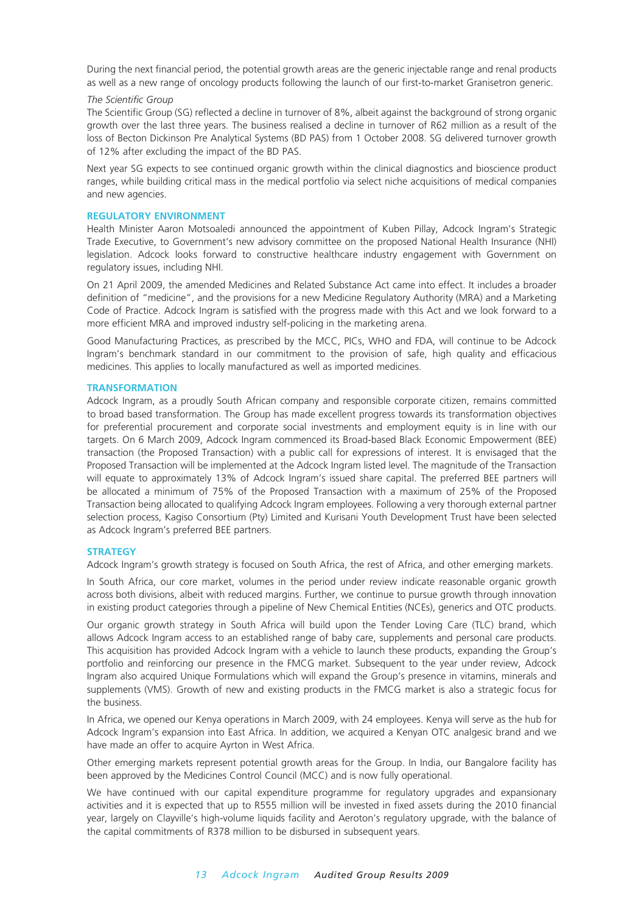During the next financial period, the potential growth areas are the generic injectable range and renal products as well as a new range of oncology products following the launch of our first-to-market Granisetron generic.

*The Scientific Group*

The Scientific Group (SG) reflected a decline in turnover of 8%, albeit against the background of strong organic growth over the last three years. The business realised a decline in turnover of R62 million as a result of the loss of Becton Dickinson Pre Analytical Systems (BD PAS) from 1 October 2008. SG delivered turnover growth of 12% after excluding the impact of the BD PAS.

Next year SG expects to see continued organic growth within the clinical diagnostics and bioscience product ranges, while building critical mass in the medical portfolio via select niche acquisitions of medical companies and new agencies.

## REGULATORY ENVIRONMENT

Health Minister Aaron Motsoaledi announced the appointment of Kuben Pillay, Adcock Ingram's Strategic Trade Executive, to Government's new advisory committee on the proposed National Health Insurance (NHI) legislation. Adcock looks forward to constructive healthcare industry engagement with Government on regulatory issues, including NHI.

On 21 April 2009, the amended Medicines and Related Substance Act came into effect. It includes a broader definition of "medicine", and the provisions for a new Medicine Regulatory Authority (MRA) and a Marketing Code of Practice. Adcock Ingram is satisfied with the progress made with this Act and we look forward to a more efficient MRA and improved industry self-policing in the marketing arena.

Good Manufacturing Practices, as prescribed by the MCC, PICs, WHO and FDA, will continue to be Adcock Ingram's benchmark standard in our commitment to the provision of safe, high quality and efficacious medicines. This applies to locally manufactured as well as imported medicines.

## TRANSFORMATION

Adcock Ingram, as a proudly South African company and responsible corporate citizen, remains committed to broad based transformation. The Group has made excellent progress towards its transformation objectives for preferential procurement and corporate social investments and employment equity is in line with our targets. On 6 March 2009, Adcock Ingram commenced its Broad-based Black Economic Empowerment (BEE) transaction (the Proposed Transaction) with a public call for expressions of interest. It is envisaged that the Proposed Transaction will be implemented at the Adcock Ingram listed level. The magnitude of the Transaction will equate to approximately 13% of Adcock Ingram's issued share capital. The preferred BEE partners will be allocated a minimum of 75% of the Proposed Transaction with a maximum of 25% of the Proposed Transaction being allocated to qualifying Adcock Ingram employees. Following a very thorough external partner selection process, Kagiso Consortium (Pty) Limited and Kurisani Youth Development Trust have been selected as Adcock Ingram's preferred BEE partners.

## STRATEGY

Adcock Ingram's growth strategy is focused on South Africa, the rest of Africa, and other emerging markets.

In South Africa, our core market, volumes in the period under review indicate reasonable organic growth across both divisions, albeit with reduced margins. Further, we continue to pursue growth through innovation in existing product categories through a pipeline of New Chemical Entities (NCEs), generics and OTC products.

Our organic growth strategy in South Africa will build upon the Tender Loving Care (TLC) brand, which allows Adcock Ingram access to an established range of baby care, supplements and personal care products. This acquisition has provided Adcock Ingram with a vehicle to launch these products, expanding the Group's portfolio and reinforcing our presence in the FMCG market. Subsequent to the year under review, Adcock Ingram also acquired Unique Formulations which will expand the Group's presence in vitamins, minerals and supplements (VMS). Growth of new and existing products in the FMCG market is also a strategic focus for the business.

In Africa, we opened our Kenya operations in March 2009, with 24 employees. Kenya will serve as the hub for Adcock Ingram's expansion into East Africa. In addition, we acquired a Kenyan OTC analgesic brand and we have made an offer to acquire Ayrton in West Africa.

Other emerging markets represent potential growth areas for the Group. In India, our Bangalore facility has been approved by the Medicines Control Council (MCC) and is now fully operational.

We have continued with our capital expenditure programme for regulatory upgrades and expansionary activities and it is expected that up to R555 million will be invested in fixed assets during the 2010 financial year, largely on Clayville's high-volume liquids facility and Aeroton's regulatory upgrade, with the balance of the capital commitments of R378 million to be disbursed in subsequent years.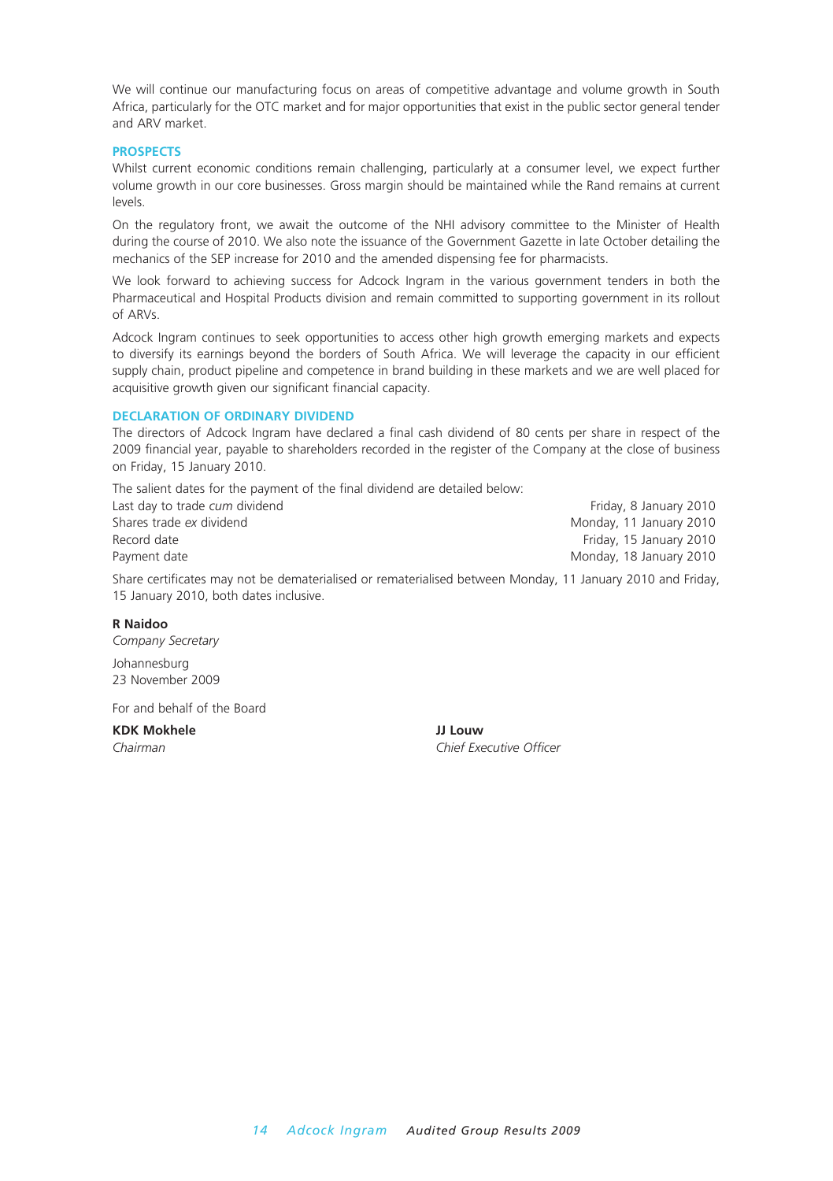We will continue our manufacturing focus on areas of competitive advantage and volume growth in South Africa, particularly for the OTC market and for major opportunities that exist in the public sector general tender and ARV market.

## PROSPECTS

Whilst current economic conditions remain challenging, particularly at a consumer level, we expect further volume growth in our core businesses. Gross margin should be maintained while the Rand remains at current levels.

On the regulatory front, we await the outcome of the NHI advisory committee to the Minister of Health during the course of 2010. We also note the issuance of the Government Gazette in late October detailing the mechanics of the SEP increase for 2010 and the amended dispensing fee for pharmacists.

We look forward to achieving success for Adcock Ingram in the various government tenders in both the Pharmaceutical and Hospital Products division and remain committed to supporting government in its rollout of ARVs.

Adcock Ingram continues to seek opportunities to access other high growth emerging markets and expects to diversify its earnings beyond the borders of South Africa. We will leverage the capacity in our efficient supply chain, product pipeline and competence in brand building in these markets and we are well placed for acquisitive growth given our significant financial capacity.

## DECLARATION OF ORDINARY DIVIDEND

The directors of Adcock Ingram have declared a final cash dividend of 80 cents per share in respect of the 2009 financial year, payable to shareholders recorded in the register of the Company at the close of business on Friday, 15 January 2010.

The salient dates for the payment of the final dividend are detailed below:

| | |
|---|---|
| Last day to trade *cum* dividend | Friday, 8 January 2010 |
| Shares trade *ex* dividend | Monday, 11 January 2010 |
| Record date | Friday, 15 January 2010 |
| Payment date | Monday, 18 January 2010 |

Share certificates may not be dematerialised or rematerialised between Monday, 11 January 2010 and Friday, 15 January 2010, both dates inclusive.

**R Naidoo**
*Company Secretary*

Johannesburg
23 November 2009

For and behalf of the Board

**KDK Mokhele**
*Chairman*

**JJ Louw**
*Chief Executive Officer*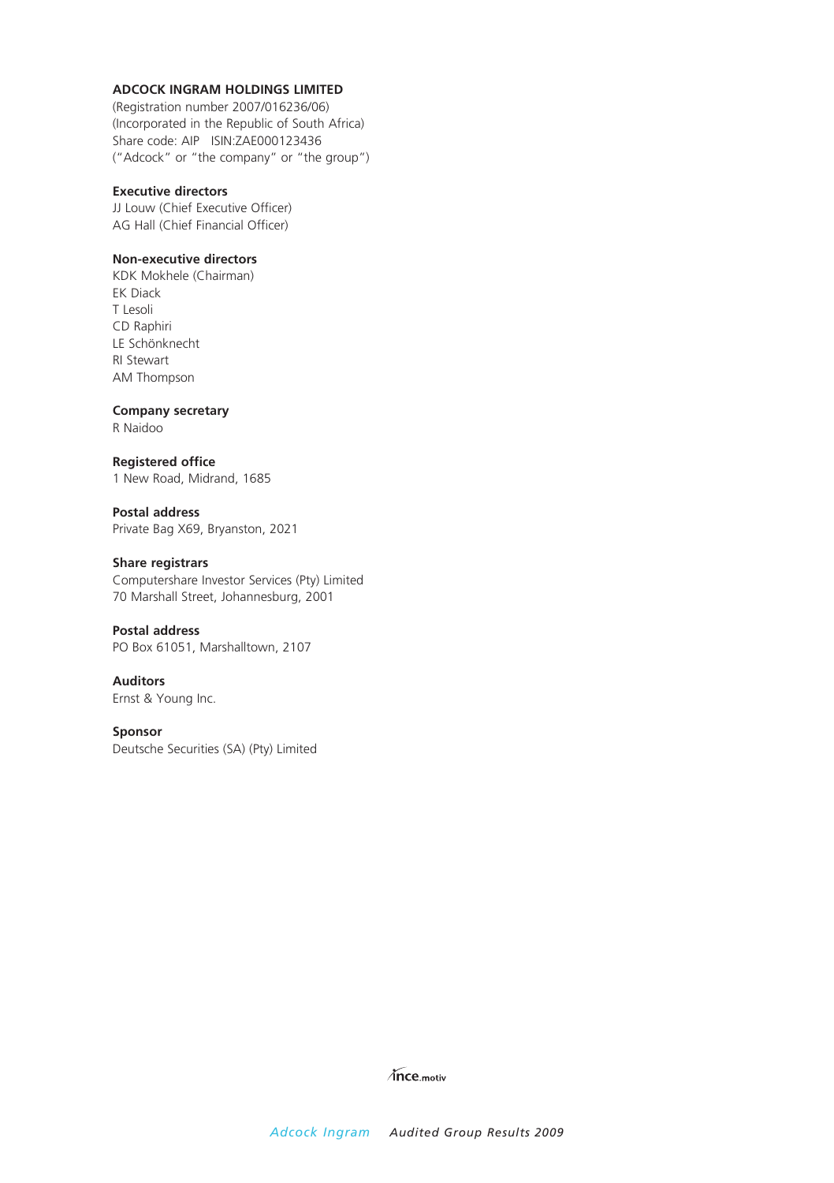**ADCOCK INGRAM HOLDINGS LIMITED**
(Registration number 2007/016236/06)
(Incorporated in the Republic of South Africa)
Share code: AIP ISIN:ZAE000123436
("Adcock" or "the company" or "the group")

**Executive directors**
JJ Louw (Chief Executive Officer)
AG Hall (Chief Financial Officer)

**Non-executive directors**
KDK Mokhele (Chairman)
EK Diack
T Lesoli
CD Raphiri
LE Schönknecht
RI Stewart
AM Thompson

**Company secretary**
R Naidoo

**Registered office**
1 New Road, Midrand, 1685

**Postal address**
Private Bag X69, Bryanston, 2021

**Share registrars**
Computershare Investor Services (Pty) Limited
70 Marshall Street, Johannesburg, 2001

**Postal address**
PO Box 61051, Marshalltown, 2107

**Auditors**
Ernst & Young Inc.

**Sponsor**
Deutsche Securities (SA) (Pty) Limited

ince.motiv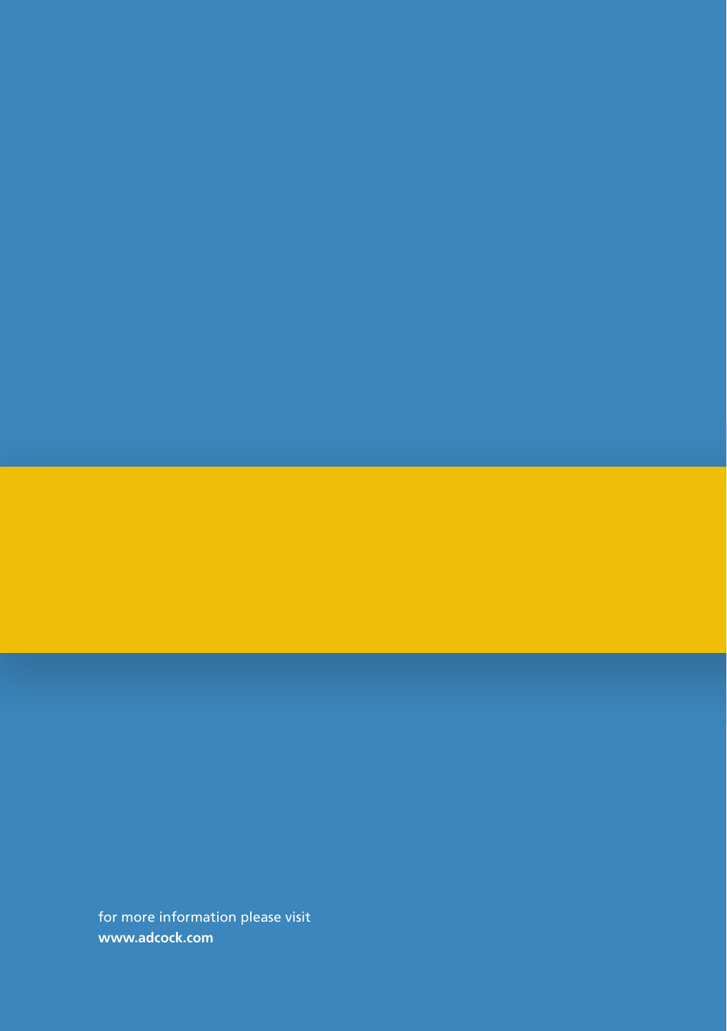for more information please visit
**www.adcock.com**